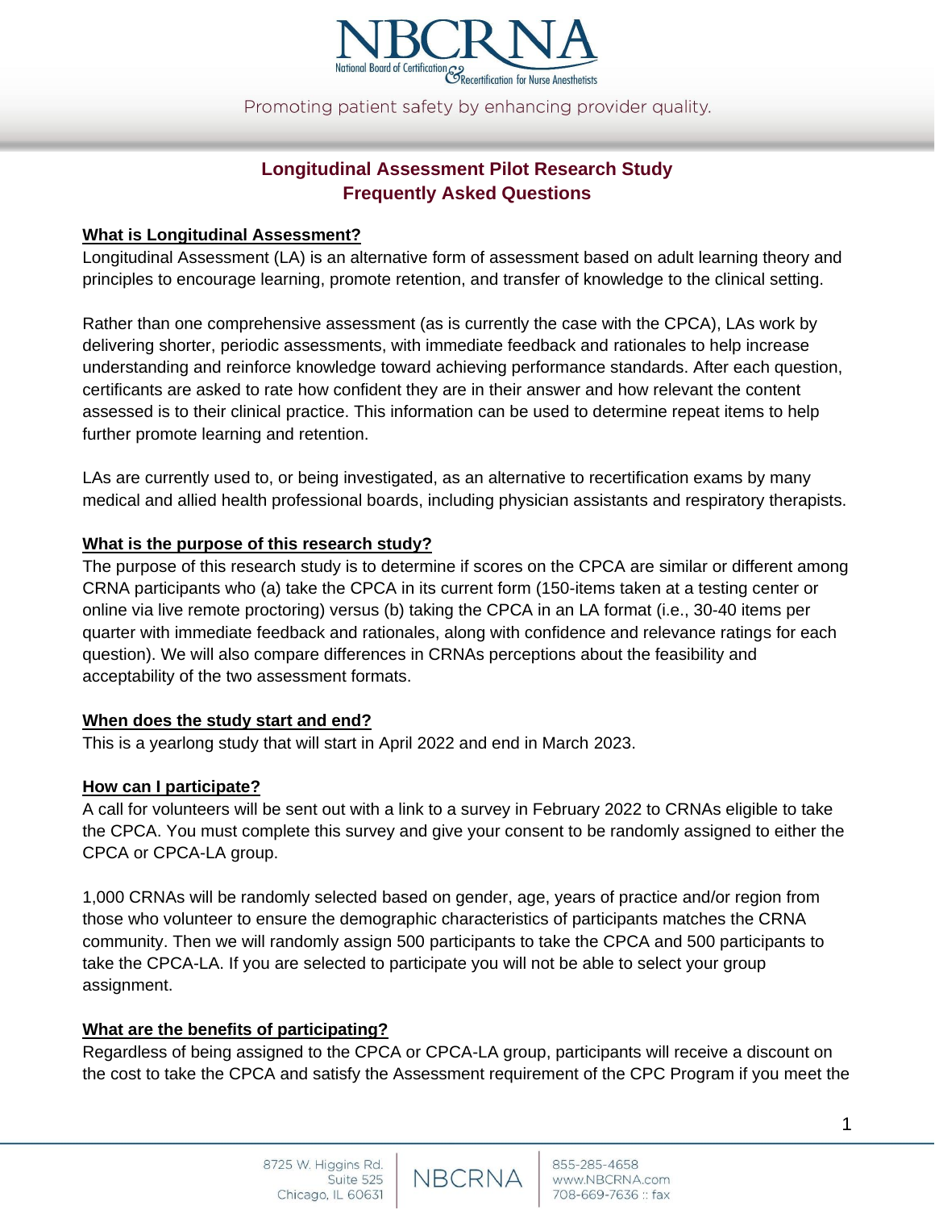# Longitudinal Assessment Pilot Research Study
# Frequently Asked Questions

## What is Longitudinal Assessment?

Longitudinal Assessment (LA) is an alternative form of assessment based on adult learning theory and principles to encourage learning, promote retention, and transfer of knowledge to the clinical setting.

Rather than one comprehensive assessment (as is currently the case with the CPCA), LAs work by delivering shorter, periodic assessments, with immediate feedback and rationales to help increase understanding and reinforce knowledge toward achieving performance standards. After each question, certificants are asked to rate how confident they are in their answer and how relevant the content assessed is to their clinical practice. This information can be used to determine repeat items to help further promote learning and retention.

LAs are currently used to, or being investigated, as an alternative to recertification exams by many medical and allied health professional boards, including physician assistants and respiratory therapists.

## What is the purpose of this research study?

The purpose of this research study is to determine if scores on the CPCA are similar or different among CRNA participants who (a) take the CPCA in its current form (150-items taken at a testing center or online via live remote proctoring) versus (b) taking the CPCA in an LA format (i.e., 30-40 items per quarter with immediate feedback and rationales, along with confidence and relevance ratings for each question). We will also compare differences in CRNAs perceptions about the feasibility and acceptability of the two assessment formats.

## When does the study start and end?

This is a yearlong study that will start in April 2022 and end in March 2023.

## How can I participate?

A call for volunteers will be sent out with a link to a survey in February 2022 to CRNAs eligible to take the CPCA. You must complete this survey and give your consent to be randomly assigned to either the CPCA or CPCA-LA group.

1,000 CRNAs will be randomly selected based on gender, age, years of practice and/or region from those who volunteer to ensure the demographic characteristics of participants matches the CRNA community. Then we will randomly assign 500 participants to take the CPCA and 500 participants to take the CPCA-LA. If you are selected to participate you will not be able to select your group assignment.

## What are the benefits of participating?

Regardless of being assigned to the CPCA or CPCA-LA group, participants will receive a discount on the cost to take the CPCA and satisfy the Assessment requirement of the CPC Program if you meet the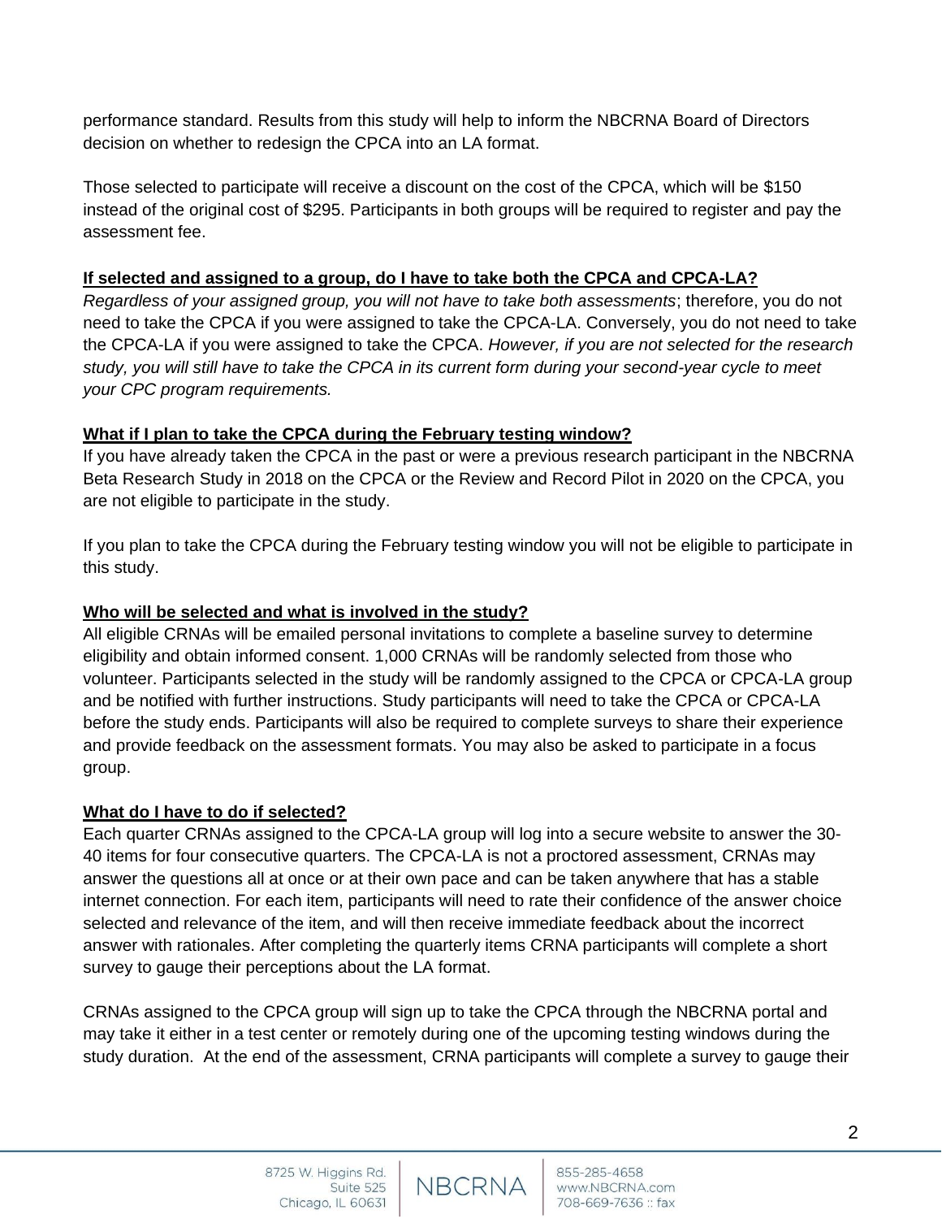performance standard. Results from this study will help to inform the NBCRNA Board of Directors decision on whether to redesign the CPCA into an LA format.

Those selected to participate will receive a discount on the cost of the CPCA, which will be $150 instead of the original cost of $295. Participants in both groups will be required to register and pay the assessment fee.

**If selected and assigned to a group, do I have to take both the CPCA and CPCA-LA?**

*Regardless of your assigned group, you will not have to take both assessments*; therefore, you do not need to take the CPCA if you were assigned to take the CPCA-LA. Conversely, you do not need to take the CPCA-LA if you were assigned to take the CPCA. *However, if you are not selected for the research study, you will still have to take the CPCA in its current form during your second-year cycle to meet your CPC program requirements.*

**What if I plan to take the CPCA during the February testing window?**

If you have already taken the CPCA in the past or were a previous research participant in the NBCRNA Beta Research Study in 2018 on the CPCA or the Review and Record Pilot in 2020 on the CPCA, you are not eligible to participate in the study.

If you plan to take the CPCA during the February testing window you will not be eligible to participate in this study.

**Who will be selected and what is involved in the study?**

All eligible CRNAs will be emailed personal invitations to complete a baseline survey to determine eligibility and obtain informed consent. 1,000 CRNAs will be randomly selected from those who volunteer. Participants selected in the study will be randomly assigned to the CPCA or CPCA-LA group and be notified with further instructions. Study participants will need to take the CPCA or CPCA-LA before the study ends. Participants will also be required to complete surveys to share their experience and provide feedback on the assessment formats. You may also be asked to participate in a focus group.

**What do I have to do if selected?**

Each quarter CRNAs assigned to the CPCA-LA group will log into a secure website to answer the 30-40 items for four consecutive quarters. The CPCA-LA is not a proctored assessment, CRNAs may answer the questions all at once or at their own pace and can be taken anywhere that has a stable internet connection. For each item, participants will need to rate their confidence of the answer choice selected and relevance of the item, and will then receive immediate feedback about the incorrect answer with rationales. After completing the quarterly items CRNA participants will complete a short survey to gauge their perceptions about the LA format.

CRNAs assigned to the CPCA group will sign up to take the CPCA through the NBCRNA portal and may take it either in a test center or remotely during one of the upcoming testing windows during the study duration. At the end of the assessment, CRNA participants will complete a survey to gauge their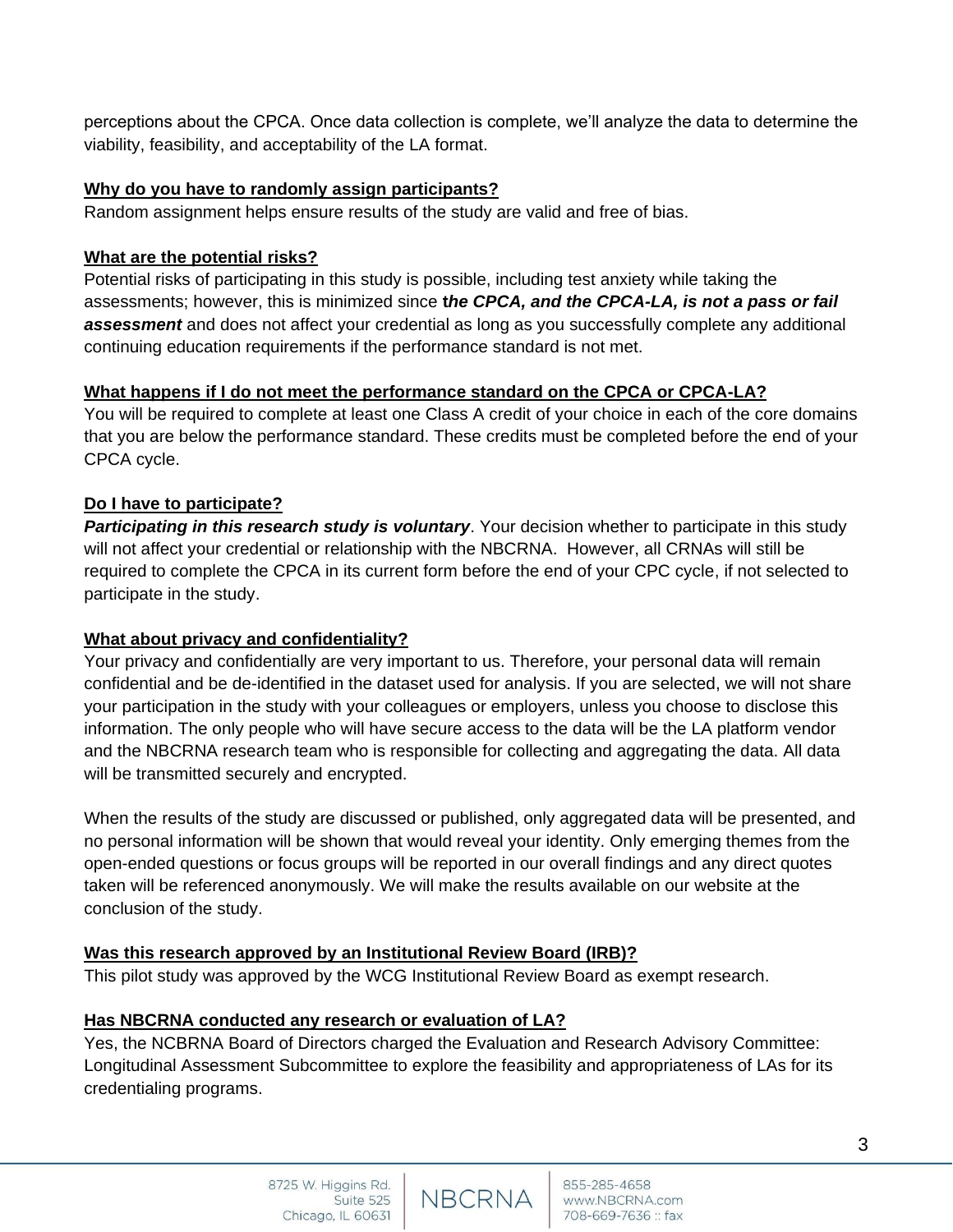perceptions about the CPCA. Once data collection is complete, we'll analyze the data to determine the viability, feasibility, and acceptability of the LA format.

**Why do you have to randomly assign participants?**

Random assignment helps ensure results of the study are valid and free of bias.

**What are the potential risks?**

Potential risks of participating in this study is possible, including test anxiety while taking the assessments; however, this is minimized since t***he CPCA, and the CPCA-LA, is not a pass or fail assessment*** and does not affect your credential as long as you successfully complete any additional continuing education requirements if the performance standard is not met.

**What happens if I do not meet the performance standard on the CPCA or CPCA-LA?**

You will be required to complete at least one Class A credit of your choice in each of the core domains that you are below the performance standard. These credits must be completed before the end of your CPCA cycle.

**Do I have to participate?**

***Participating in this research study is voluntary***. Your decision whether to participate in this study will not affect your credential or relationship with the NBCRNA. However, all CRNAs will still be required to complete the CPCA in its current form before the end of your CPC cycle, if not selected to participate in the study.

**What about privacy and confidentiality?**

Your privacy and confidentially are very important to us. Therefore, your personal data will remain confidential and be de-identified in the dataset used for analysis. If you are selected, we will not share your participation in the study with your colleagues or employers, unless you choose to disclose this information. The only people who will have secure access to the data will be the LA platform vendor and the NBCRNA research team who is responsible for collecting and aggregating the data. All data will be transmitted securely and encrypted.

When the results of the study are discussed or published, only aggregated data will be presented, and no personal information will be shown that would reveal your identity. Only emerging themes from the open-ended questions or focus groups will be reported in our overall findings and any direct quotes taken will be referenced anonymously. We will make the results available on our website at the conclusion of the study.

**Was this research approved by an Institutional Review Board (IRB)?**

This pilot study was approved by the WCG Institutional Review Board as exempt research.

**Has NBCRNA conducted any research or evaluation of LA?**

Yes, the NCBRNA Board of Directors charged the Evaluation and Research Advisory Committee: Longitudinal Assessment Subcommittee to explore the feasibility and appropriateness of LAs for its credentialing programs.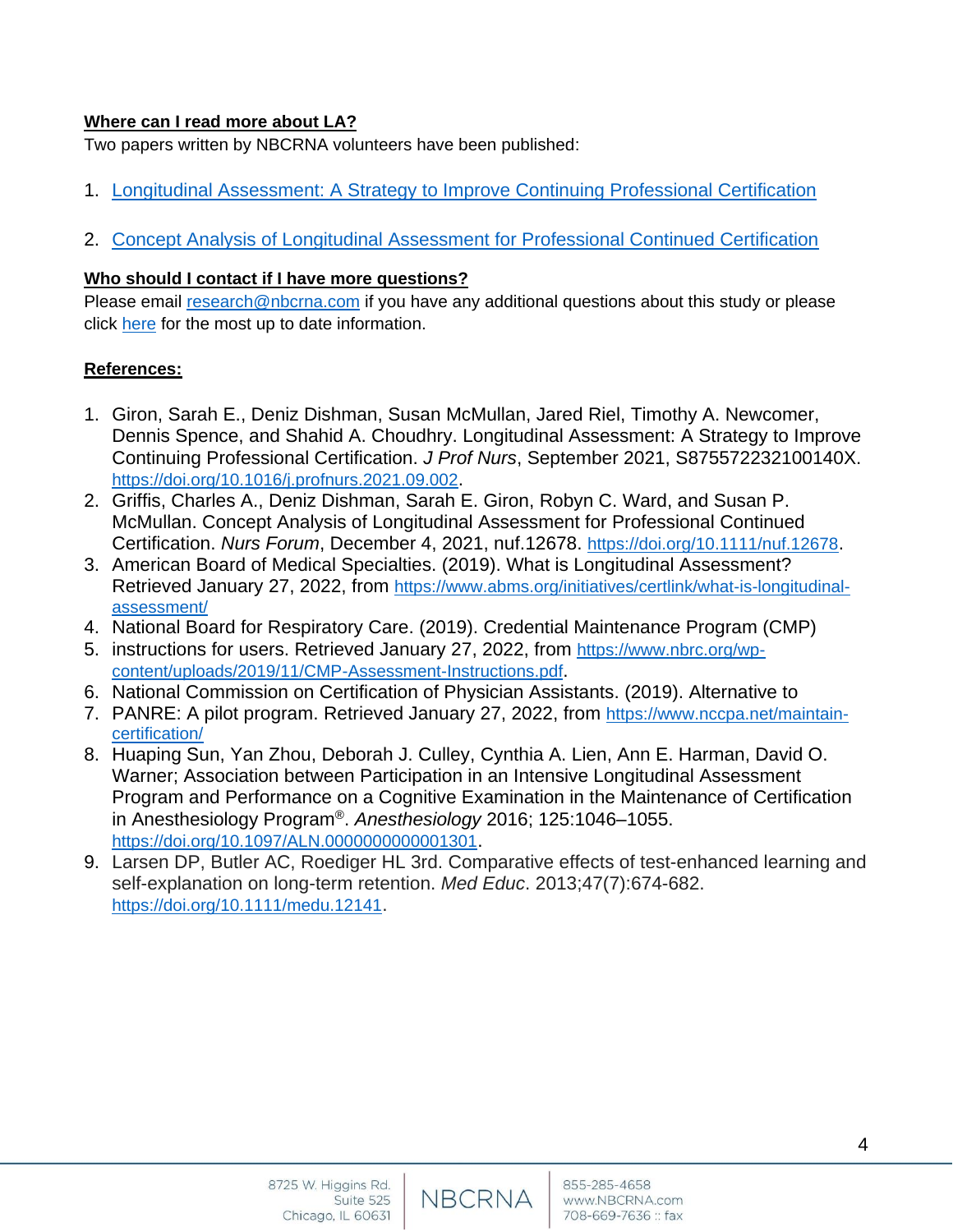**Where can I read more about LA?**

Two papers written by NBCRNA volunteers have been published:

1. Longitudinal Assessment: A Strategy to Improve Continuing Professional Certification
2. Concept Analysis of Longitudinal Assessment for Professional Continued Certification

**Who should I contact if I have more questions?**

Please email research@nbcrna.com if you have any additional questions about this study or please click here for the most up to date information.

**References:**

1. Giron, Sarah E., Deniz Dishman, Susan McMullan, Jared Riel, Timothy A. Newcomer, Dennis Spence, and Shahid A. Choudhry. Longitudinal Assessment: A Strategy to Improve Continuing Professional Certification. *J Prof Nurs*, September 2021, S875572232100140X. https://doi.org/10.1016/j.profnurs.2021.09.002.
2. Griffis, Charles A., Deniz Dishman, Sarah E. Giron, Robyn C. Ward, and Susan P. McMullan. Concept Analysis of Longitudinal Assessment for Professional Continued Certification. *Nurs Forum*, December 4, 2021, nuf.12678. https://doi.org/10.1111/nuf.12678.
3. American Board of Medical Specialties. (2019). What is Longitudinal Assessment? Retrieved January 27, 2022, from https://www.abms.org/initiatives/certlink/what-is-longitudinal-assessment/
4. National Board for Respiratory Care. (2019). Credential Maintenance Program (CMP)
5. instructions for users. Retrieved January 27, 2022, from https://www.nbrc.org/wp-content/uploads/2019/11/CMP-Assessment-Instructions.pdf.
6. National Commission on Certification of Physician Assistants. (2019). Alternative to
7. PANRE: A pilot program. Retrieved January 27, 2022, from https://www.nccpa.net/maintain-certification/
8. Huaping Sun, Yan Zhou, Deborah J. Culley, Cynthia A. Lien, Ann E. Harman, David O. Warner; Association between Participation in an Intensive Longitudinal Assessment Program and Performance on a Cognitive Examination in the Maintenance of Certification in Anesthesiology Program®. *Anesthesiology* 2016; 125:1046–1055. https://doi.org/10.1097/ALN.0000000000001301.
9. Larsen DP, Butler AC, Roediger HL 3rd. Comparative effects of test-enhanced learning and self-explanation on long-term retention. *Med Educ*. 2013;47(7):674-682. https://doi.org/10.1111/medu.12141.